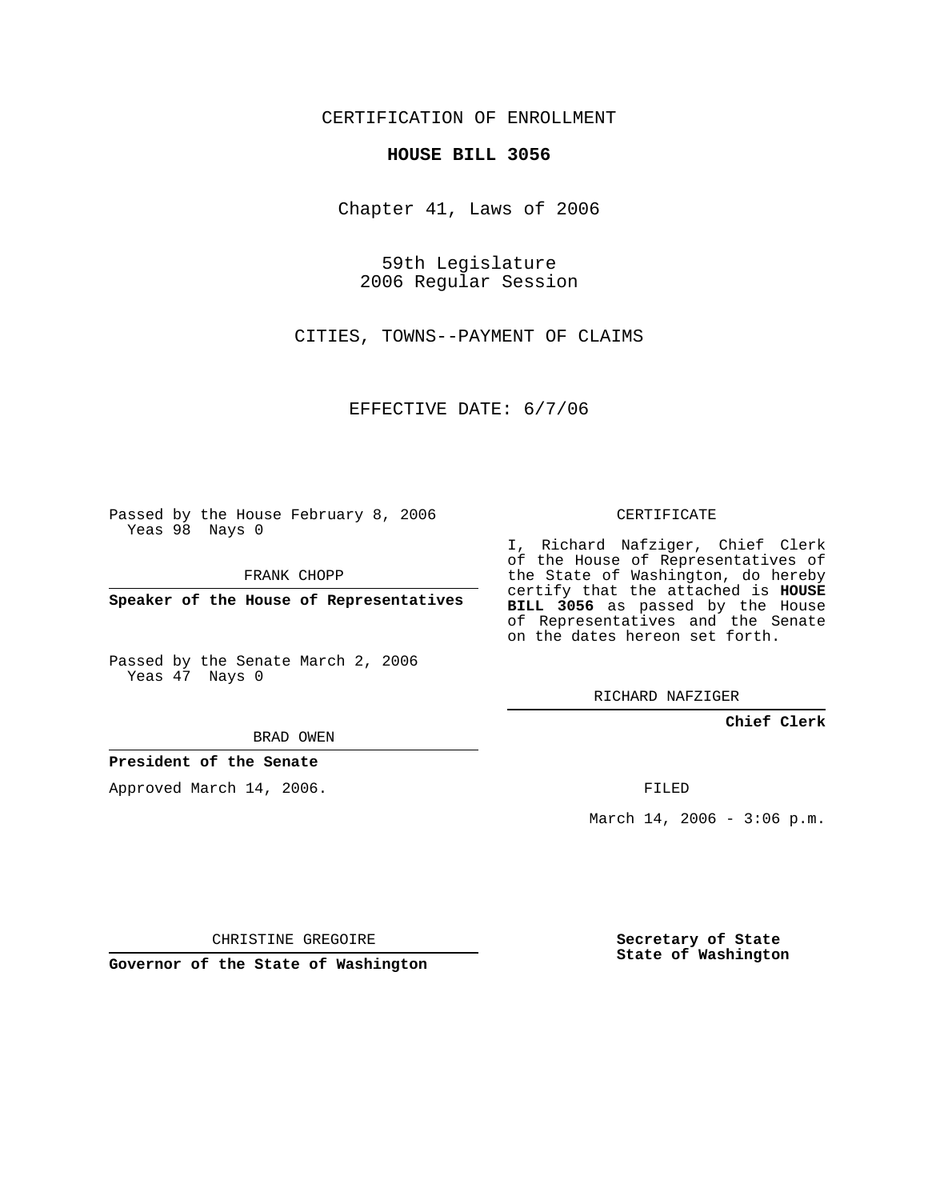CERTIFICATION OF ENROLLMENT

# HOUSE BILL 3056

Chapter 41, Laws of 2006

59th Legislature
2006 Regular Session

CITIES, TOWNS--PAYMENT OF CLAIMS

EFFECTIVE DATE: 6/7/06

Passed by the House February 8, 2006
Yeas 98 Nays 0

FRANK CHOPP

**Speaker of the House of Representatives**

Passed by the Senate March 2, 2006
Yeas 47 Nays 0

BRAD OWEN

**President of the Senate**

Approved March 14, 2006.

CHRISTINE GREGOIRE

**Governor of the State of Washington**

CERTIFICATE

I, Richard Nafziger, Chief Clerk of the House of Representatives of the State of Washington, do hereby certify that the attached is **HOUSE BILL 3056** as passed by the House of Representatives and the Senate on the dates hereon set forth.

RICHARD NAFZIGER

**Chief Clerk**

FILED

March 14, 2006 - 3:06 p.m.

**Secretary of State**
**State of Washington**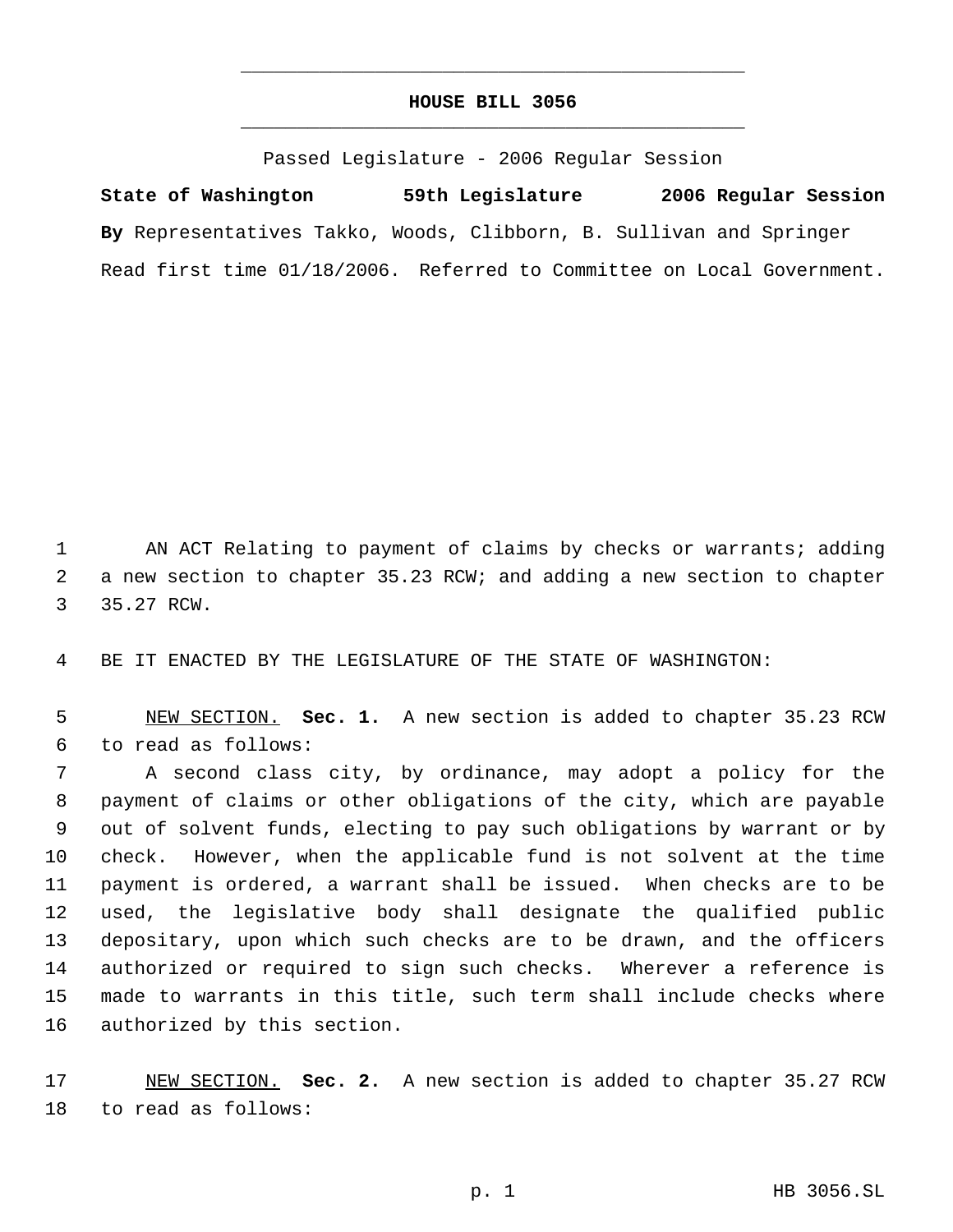# HOUSE BILL 3056

Passed Legislature - 2006 Regular Session

**State of Washington** **59th Legislature** **2006 Regular Session**

**By** Representatives Takko, Woods, Clibborn, B. Sullivan and Springer

Read first time 01/18/2006. Referred to Committee on Local Government.

AN ACT Relating to payment of claims by checks or warrants; adding a new section to chapter 35.23 RCW; and adding a new section to chapter 35.27 RCW.

BE IT ENACTED BY THE LEGISLATURE OF THE STATE OF WASHINGTON:

NEW SECTION. **Sec. 1.** A new section is added to chapter 35.23 RCW to read as follows:

A second class city, by ordinance, may adopt a policy for the payment of claims or other obligations of the city, which are payable out of solvent funds, electing to pay such obligations by warrant or by check. However, when the applicable fund is not solvent at the time payment is ordered, a warrant shall be issued. When checks are to be used, the legislative body shall designate the qualified public depositary, upon which such checks are to be drawn, and the officers authorized or required to sign such checks. Wherever a reference is made to warrants in this title, such term shall include checks where authorized by this section.

NEW SECTION. **Sec. 2.** A new section is added to chapter 35.27 RCW to read as follows: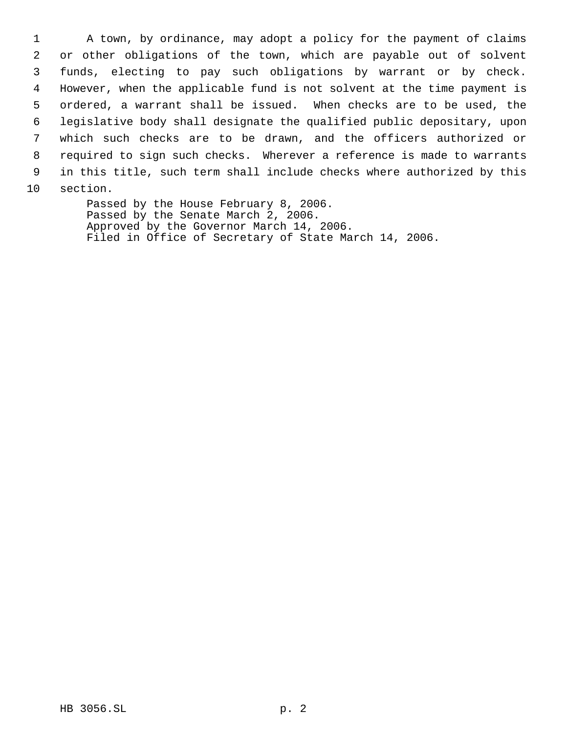A town, by ordinance, may adopt a policy for the payment of claims or other obligations of the town, which are payable out of solvent funds, electing to pay such obligations by warrant or by check. However, when the applicable fund is not solvent at the time payment is ordered, a warrant shall be issued. When checks are to be used, the legislative body shall designate the qualified public depositary, upon which such checks are to be drawn, and the officers authorized or required to sign such checks. Wherever a reference is made to warrants in this title, such term shall include checks where authorized by this section.

Passed by the House February 8, 2006.
Passed by the Senate March 2, 2006.
Approved by the Governor March 14, 2006.
Filed in Office of Secretary of State March 14, 2006.